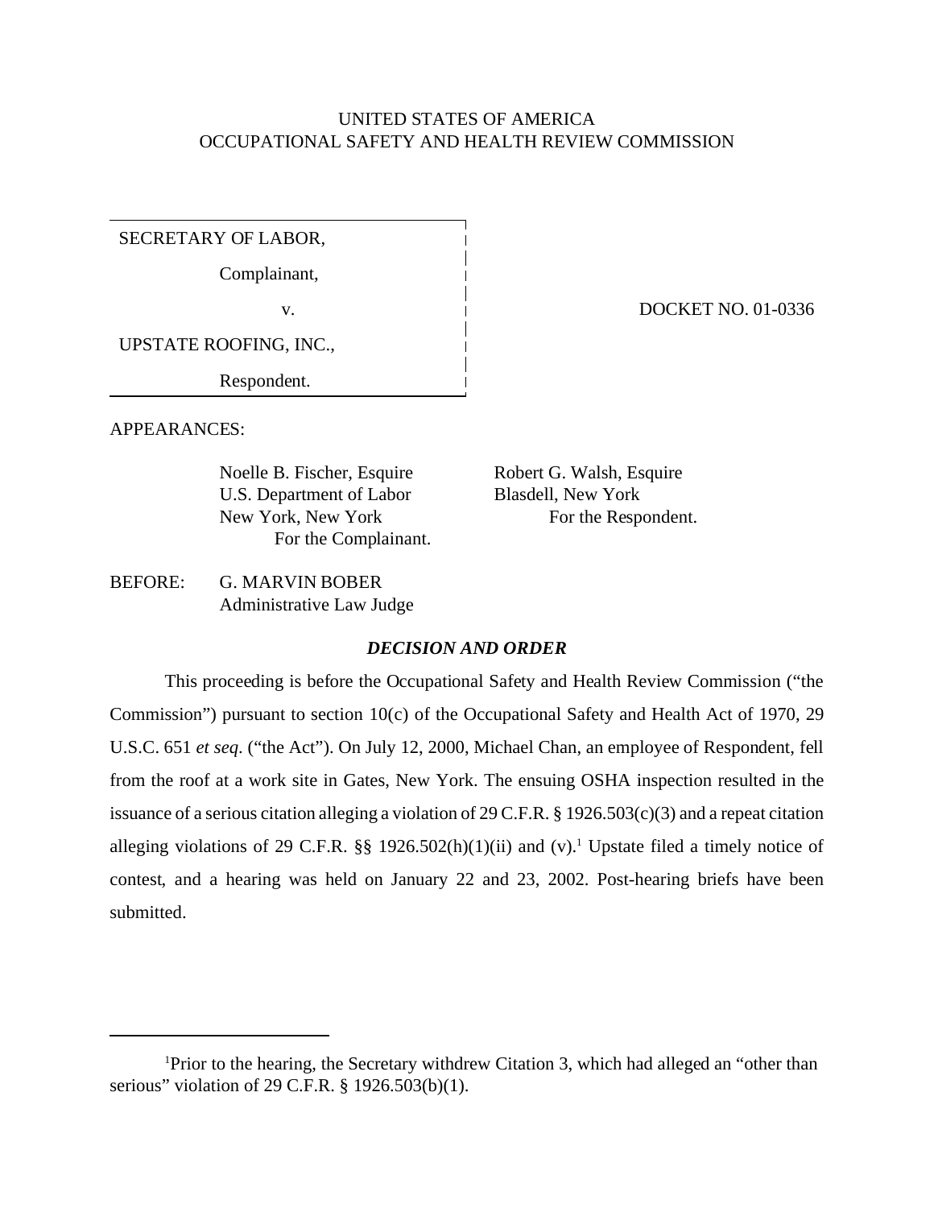UNITED STATES OF AMERICA
OCCUPATIONAL SAFETY AND HEALTH REVIEW COMMISSION

SECRETARY OF LABOR,

Complainant,

v.

UPSTATE ROOFING, INC.,

Respondent.

DOCKET NO. 01-0336

APPEARANCES:

Noelle B. Fischer, Esquire
U.S. Department of Labor
New York, New York
For the Complainant.

Robert G. Walsh, Esquire
Blasdell, New York
For the Respondent.

BEFORE: G. MARVIN BOBER
Administrative Law Judge

***DECISION AND ORDER***

This proceeding is before the Occupational Safety and Health Review Commission ("the Commission") pursuant to section 10(c) of the Occupational Safety and Health Act of 1970, 29 U.S.C. 651 *et seq*. ("the Act"). On July 12, 2000, Michael Chan, an employee of Respondent, fell from the roof at a work site in Gates, New York. The ensuing OSHA inspection resulted in the issuance of a serious citation alleging a violation of 29 C.F.R. § 1926.503(c)(3) and a repeat citation alleging violations of 29 C.F.R. §§ 1926.502(h)(1)(ii) and (v).[1] Upstate filed a timely notice of contest, and a hearing was held on January 22 and 23, 2002. Post-hearing briefs have been submitted.

[1]Prior to the hearing, the Secretary withdrew Citation 3, which had alleged an "other than serious" violation of 29 C.F.R. § 1926.503(b)(1).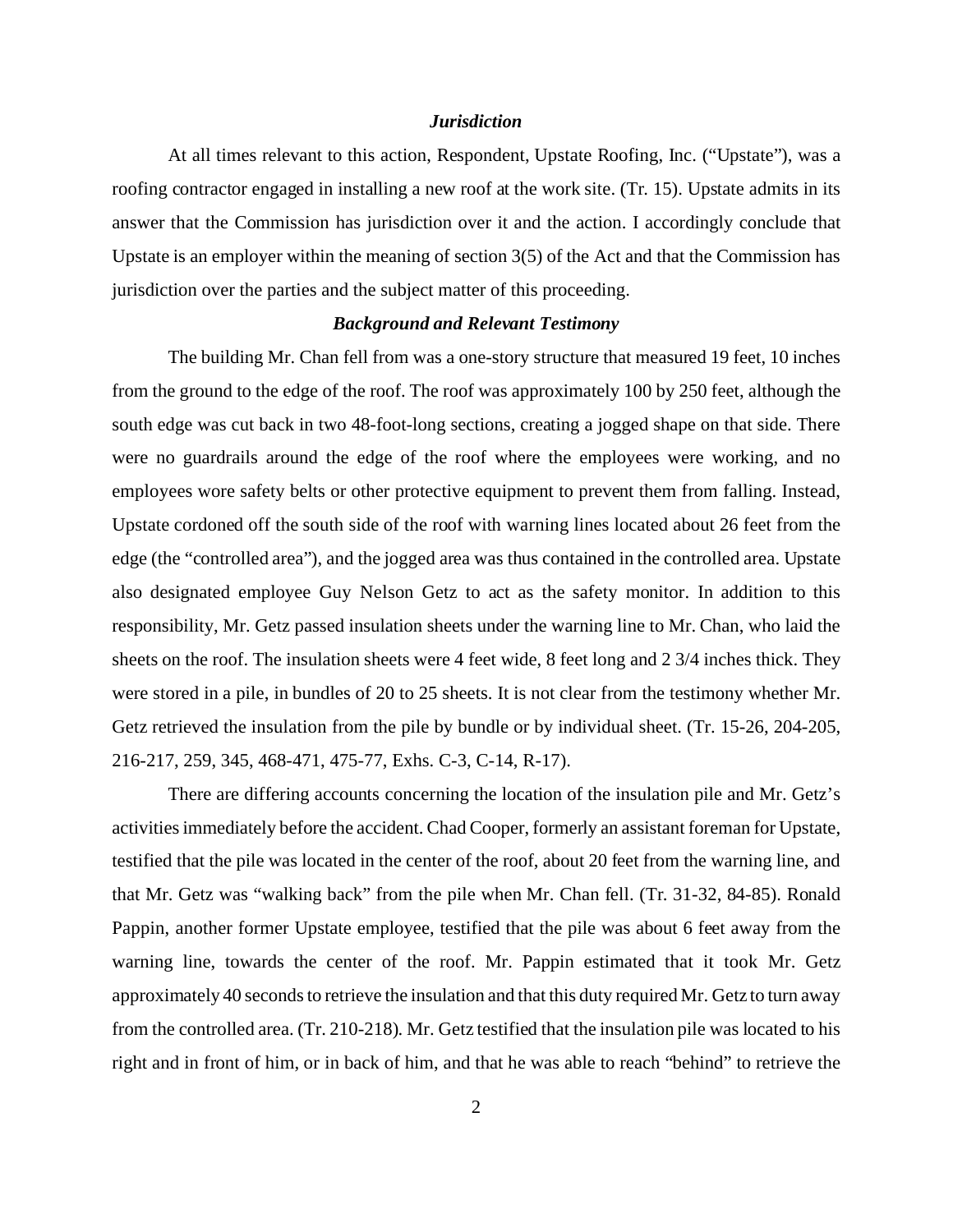### *Jurisdiction*

At all times relevant to this action, Respondent, Upstate Roofing, Inc. ("Upstate"), was a roofing contractor engaged in installing a new roof at the work site. (Tr. 15). Upstate admits in its answer that the Commission has jurisdiction over it and the action. I accordingly conclude that Upstate is an employer within the meaning of section 3(5) of the Act and that the Commission has jurisdiction over the parties and the subject matter of this proceeding.

### *Background and Relevant Testimony*

The building Mr. Chan fell from was a one-story structure that measured 19 feet, 10 inches from the ground to the edge of the roof. The roof was approximately 100 by 250 feet, although the south edge was cut back in two 48-foot-long sections, creating a jogged shape on that side. There were no guardrails around the edge of the roof where the employees were working, and no employees wore safety belts or other protective equipment to prevent them from falling. Instead, Upstate cordoned off the south side of the roof with warning lines located about 26 feet from the edge (the "controlled area"), and the jogged area was thus contained in the controlled area. Upstate also designated employee Guy Nelson Getz to act as the safety monitor. In addition to this responsibility, Mr. Getz passed insulation sheets under the warning line to Mr. Chan, who laid the sheets on the roof. The insulation sheets were 4 feet wide, 8 feet long and 2 3/4 inches thick. They were stored in a pile, in bundles of 20 to 25 sheets. It is not clear from the testimony whether Mr. Getz retrieved the insulation from the pile by bundle or by individual sheet. (Tr. 15-26, 204-205, 216-217, 259, 345, 468-471, 475-77, Exhs. C-3, C-14, R-17).

There are differing accounts concerning the location of the insulation pile and Mr. Getz's activities immediately before the accident. Chad Cooper, formerly an assistant foreman for Upstate, testified that the pile was located in the center of the roof, about 20 feet from the warning line, and that Mr. Getz was "walking back" from the pile when Mr. Chan fell. (Tr. 31-32, 84-85). Ronald Pappin, another former Upstate employee, testified that the pile was about 6 feet away from the warning line, towards the center of the roof. Mr. Pappin estimated that it took Mr. Getz approximately 40 seconds to retrieve the insulation and that this duty required Mr. Getz to turn away from the controlled area. (Tr. 210-218). Mr. Getz testified that the insulation pile was located to his right and in front of him, or in back of him, and that he was able to reach "behind" to retrieve the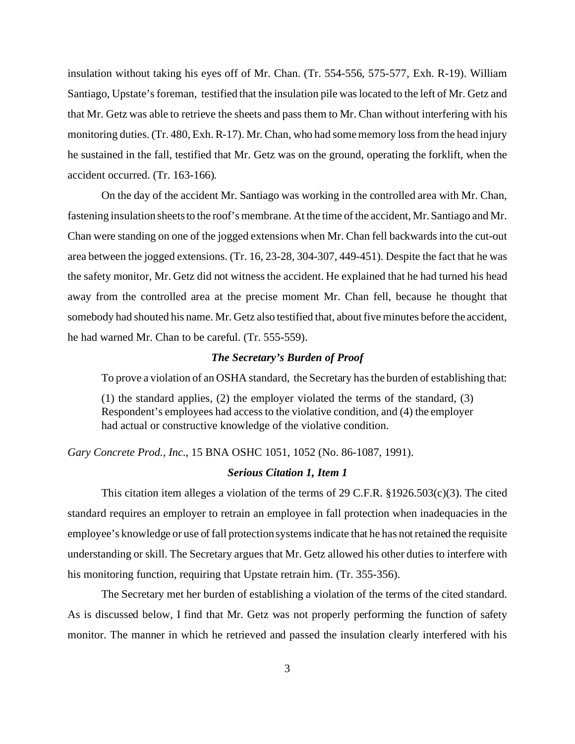insulation without taking his eyes off of Mr. Chan. (Tr. 554-556, 575-577, Exh. R-19). William Santiago, Upstate's foreman, testified that the insulation pile was located to the left of Mr. Getz and that Mr. Getz was able to retrieve the sheets and pass them to Mr. Chan without interfering with his monitoring duties. (Tr. 480, Exh. R-17). Mr. Chan, who had some memory loss from the head injury he sustained in the fall, testified that Mr. Getz was on the ground, operating the forklift, when the accident occurred. (Tr. 163-166).

On the day of the accident Mr. Santiago was working in the controlled area with Mr. Chan, fastening insulation sheets to the roof's membrane. At the time of the accident, Mr. Santiago and Mr. Chan were standing on one of the jogged extensions when Mr. Chan fell backwards into the cut-out area between the jogged extensions. (Tr. 16, 23-28, 304-307, 449-451). Despite the fact that he was the safety monitor, Mr. Getz did not witness the accident. He explained that he had turned his head away from the controlled area at the precise moment Mr. Chan fell, because he thought that somebody had shouted his name. Mr. Getz also testified that, about five minutes before the accident, he had warned Mr. Chan to be careful. (Tr. 555-559).

### *The Secretary's Burden of Proof*

To prove a violation of an OSHA standard, the Secretary has the burden of establishing that:

> (1) the standard applies, (2) the employer violated the terms of the standard, (3) Respondent's employees had access to the violative condition, and (4) the employer had actual or constructive knowledge of the violative condition.

*Gary Concrete Prod., Inc.*, 15 BNA OSHC 1051, 1052 (No. 86-1087, 1991).

### *Serious Citation 1, Item 1*

This citation item alleges a violation of the terms of 29 C.F.R. §1926.503(c)(3). The cited standard requires an employer to retrain an employee in fall protection when inadequacies in the employee's knowledge or use of fall protection systems indicate that he has not retained the requisite understanding or skill. The Secretary argues that Mr. Getz allowed his other duties to interfere with his monitoring function, requiring that Upstate retrain him. (Tr. 355-356).

The Secretary met her burden of establishing a violation of the terms of the cited standard. As is discussed below, I find that Mr. Getz was not properly performing the function of safety monitor. The manner in which he retrieved and passed the insulation clearly interfered with his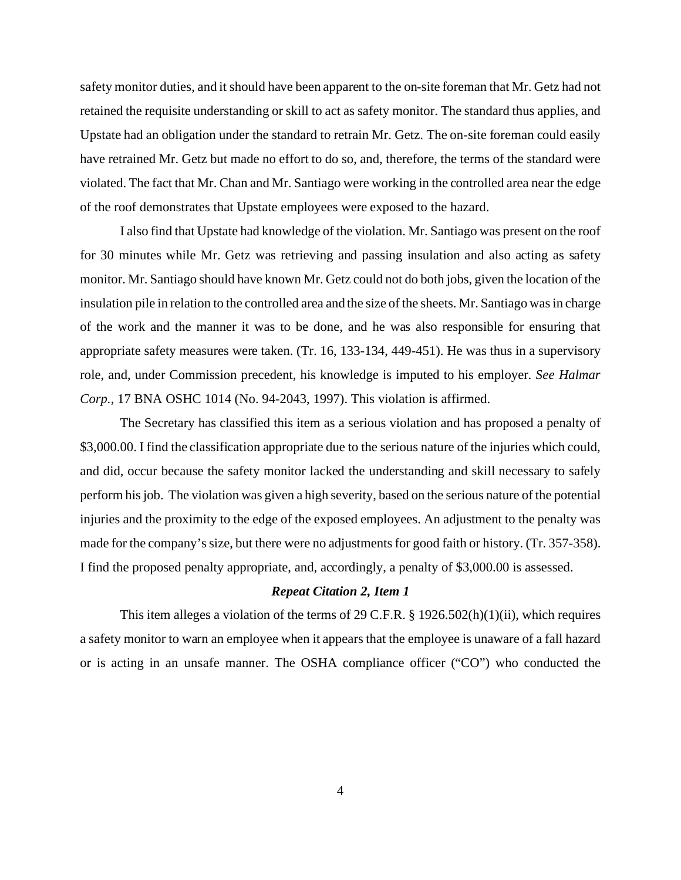safety monitor duties, and it should have been apparent to the on-site foreman that Mr. Getz had not retained the requisite understanding or skill to act as safety monitor. The standard thus applies, and Upstate had an obligation under the standard to retrain Mr. Getz. The on-site foreman could easily have retrained Mr. Getz but made no effort to do so, and, therefore, the terms of the standard were violated. The fact that Mr. Chan and Mr. Santiago were working in the controlled area near the edge of the roof demonstrates that Upstate employees were exposed to the hazard.

I also find that Upstate had knowledge of the violation. Mr. Santiago was present on the roof for 30 minutes while Mr. Getz was retrieving and passing insulation and also acting as safety monitor. Mr. Santiago should have known Mr. Getz could not do both jobs, given the location of the insulation pile in relation to the controlled area and the size of the sheets. Mr. Santiago was in charge of the work and the manner it was to be done, and he was also responsible for ensuring that appropriate safety measures were taken. (Tr. 16, 133-134, 449-451). He was thus in a supervisory role, and, under Commission precedent, his knowledge is imputed to his employer. *See Halmar Corp.*, 17 BNA OSHC 1014 (No. 94-2043, 1997). This violation is affirmed.

The Secretary has classified this item as a serious violation and has proposed a penalty of $3,000.00. I find the classification appropriate due to the serious nature of the injuries which could, and did, occur because the safety monitor lacked the understanding and skill necessary to safely perform his job. The violation was given a high severity, based on the serious nature of the potential injuries and the proximity to the edge of the exposed employees. An adjustment to the penalty was made for the company's size, but there were no adjustments for good faith or history. (Tr. 357-358). I find the proposed penalty appropriate, and, accordingly, a penalty of $3,000.00 is assessed.

### *Repeat Citation 2, Item 1*

This item alleges a violation of the terms of 29 C.F.R. § 1926.502(h)(1)(ii), which requires a safety monitor to warn an employee when it appears that the employee is unaware of a fall hazard or is acting in an unsafe manner. The OSHA compliance officer ("CO") who conducted the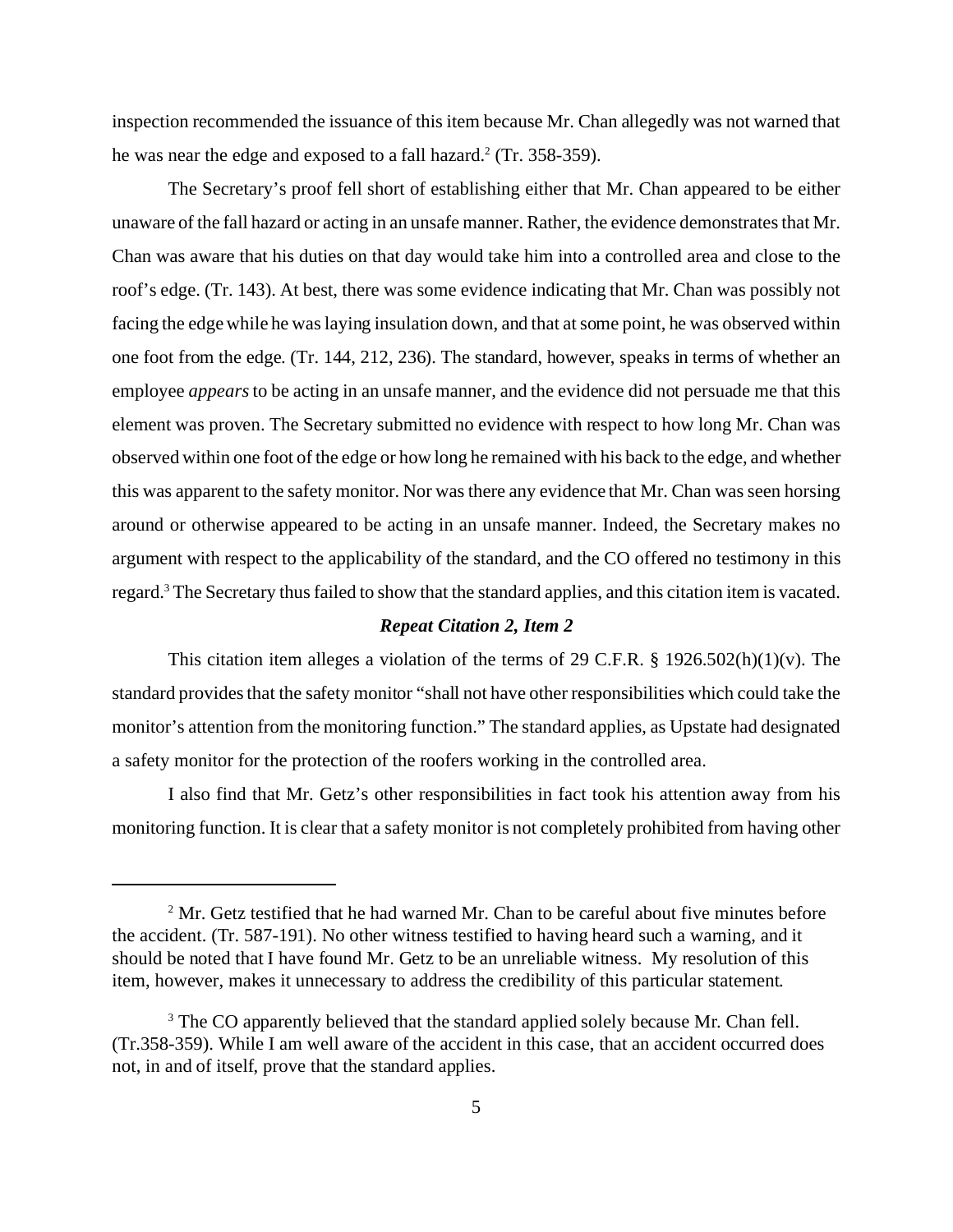inspection recommended the issuance of this item because Mr. Chan allegedly was not warned that he was near the edge and exposed to a fall hazard.[2] (Tr. 358-359).

The Secretary's proof fell short of establishing either that Mr. Chan appeared to be either unaware of the fall hazard or acting in an unsafe manner. Rather, the evidence demonstrates that Mr. Chan was aware that his duties on that day would take him into a controlled area and close to the roof's edge. (Tr. 143). At best, there was some evidence indicating that Mr. Chan was possibly not facing the edge while he was laying insulation down, and that at some point, he was observed within one foot from the edge. (Tr. 144, 212, 236). The standard, however, speaks in terms of whether an employee *appears* to be acting in an unsafe manner, and the evidence did not persuade me that this element was proven. The Secretary submitted no evidence with respect to how long Mr. Chan was observed within one foot of the edge or how long he remained with his back to the edge, and whether this was apparent to the safety monitor. Nor was there any evidence that Mr. Chan was seen horsing around or otherwise appeared to be acting in an unsafe manner. Indeed, the Secretary makes no argument with respect to the applicability of the standard, and the CO offered no testimony in this regard.[3] The Secretary thus failed to show that the standard applies, and this citation item is vacated.

### ***Repeat Citation 2, Item 2***

This citation item alleges a violation of the terms of 29 C.F.R. § 1926.502(h)(1)(v). The standard provides that the safety monitor "shall not have other responsibilities which could take the monitor's attention from the monitoring function." The standard applies, as Upstate had designated a safety monitor for the protection of the roofers working in the controlled area.

I also find that Mr. Getz's other responsibilities in fact took his attention away from his monitoring function. It is clear that a safety monitor is not completely prohibited from having other

---

[2] Mr. Getz testified that he had warned Mr. Chan to be careful about five minutes before the accident. (Tr. 587-191). No other witness testified to having heard such a warning, and it should be noted that I have found Mr. Getz to be an unreliable witness. My resolution of this item, however, makes it unnecessary to address the credibility of this particular statement.

[3] The CO apparently believed that the standard applied solely because Mr. Chan fell. (Tr.358-359). While I am well aware of the accident in this case, that an accident occurred does not, in and of itself, prove that the standard applies.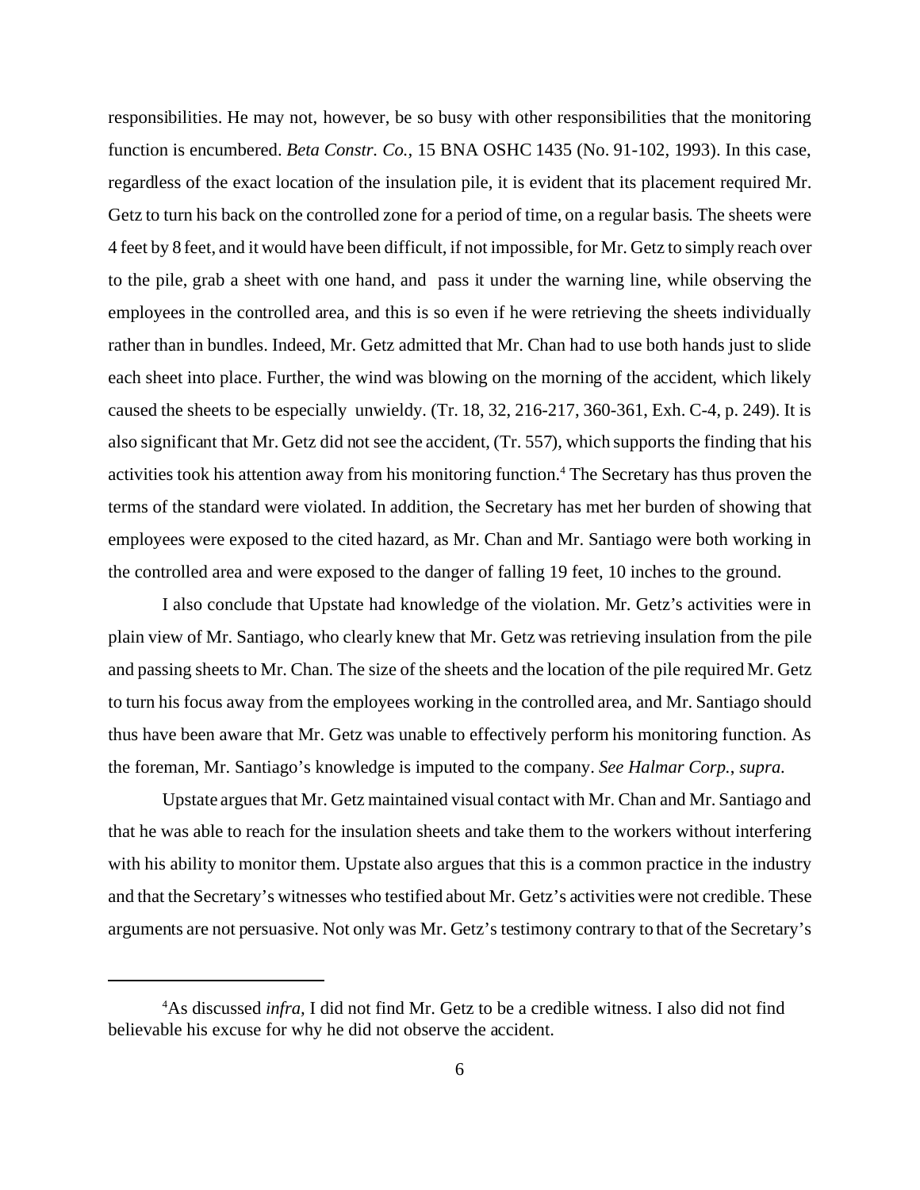responsibilities. He may not, however, be so busy with other responsibilities that the monitoring function is encumbered. *Beta Constr. Co.,* 15 BNA OSHC 1435 (No. 91-102, 1993). In this case, regardless of the exact location of the insulation pile, it is evident that its placement required Mr. Getz to turn his back on the controlled zone for a period of time, on a regular basis. The sheets were 4 feet by 8 feet, and it would have been difficult, if not impossible, for Mr. Getz to simply reach over to the pile, grab a sheet with one hand, and pass it under the warning line, while observing the employees in the controlled area, and this is so even if he were retrieving the sheets individually rather than in bundles. Indeed, Mr. Getz admitted that Mr. Chan had to use both hands just to slide each sheet into place. Further, the wind was blowing on the morning of the accident, which likely caused the sheets to be especially unwieldy. (Tr. 18, 32, 216-217, 360-361, Exh. C-4, p. 249). It is also significant that Mr. Getz did not see the accident, (Tr. 557), which supports the finding that his activities took his attention away from his monitoring function.[4] The Secretary has thus proven the terms of the standard were violated. In addition, the Secretary has met her burden of showing that employees were exposed to the cited hazard, as Mr. Chan and Mr. Santiago were both working in the controlled area and were exposed to the danger of falling 19 feet, 10 inches to the ground.

I also conclude that Upstate had knowledge of the violation. Mr. Getz's activities were in plain view of Mr. Santiago, who clearly knew that Mr. Getz was retrieving insulation from the pile and passing sheets to Mr. Chan. The size of the sheets and the location of the pile required Mr. Getz to turn his focus away from the employees working in the controlled area, and Mr. Santiago should thus have been aware that Mr. Getz was unable to effectively perform his monitoring function. As the foreman, Mr. Santiago's knowledge is imputed to the company. *See Halmar Corp., supra.*

Upstate argues that Mr. Getz maintained visual contact with Mr. Chan and Mr. Santiago and that he was able to reach for the insulation sheets and take them to the workers without interfering with his ability to monitor them. Upstate also argues that this is a common practice in the industry and that the Secretary's witnesses who testified about Mr. Getz's activities were not credible. These arguments are not persuasive. Not only was Mr. Getz's testimony contrary to that of the Secretary's

---

[4]As discussed *infra,* I did not find Mr. Getz to be a credible witness. I also did not find believable his excuse for why he did not observe the accident.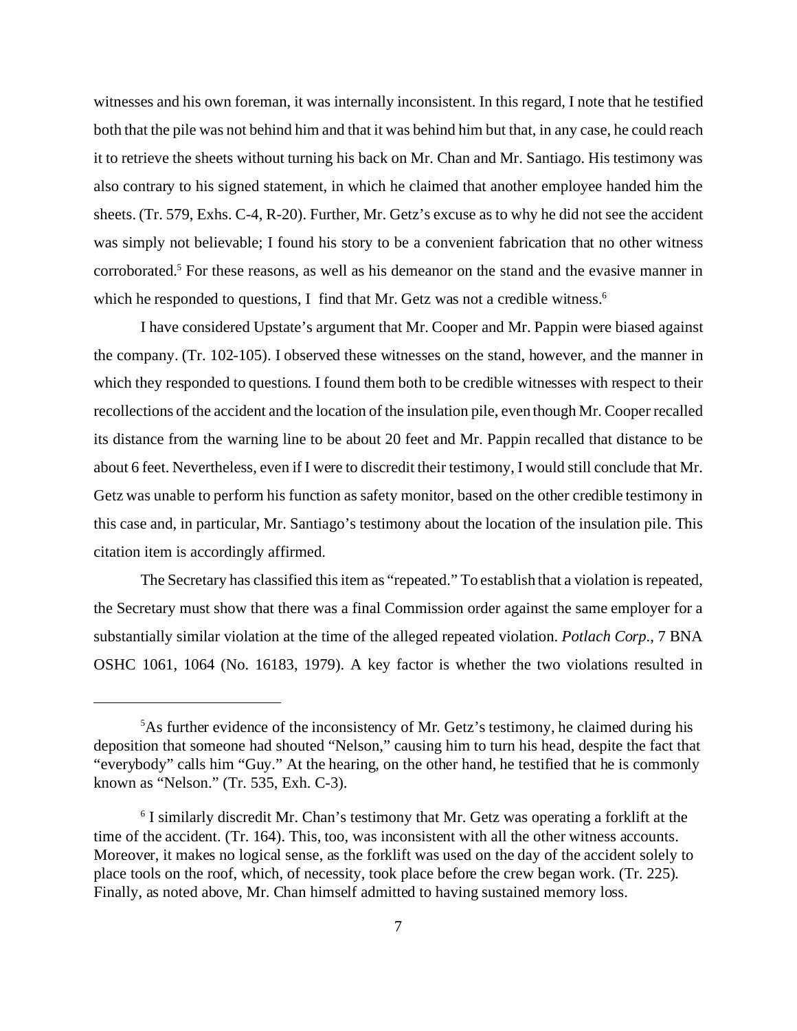witnesses and his own foreman, it was internally inconsistent. In this regard, I note that he testified both that the pile was not behind him and that it was behind him but that, in any case, he could reach it to retrieve the sheets without turning his back on Mr. Chan and Mr. Santiago. His testimony was also contrary to his signed statement, in which he claimed that another employee handed him the sheets. (Tr. 579, Exhs. C-4, R-20). Further, Mr. Getz's excuse as to why he did not see the accident was simply not believable; I found his story to be a convenient fabrication that no other witness corroborated.[5] For these reasons, as well as his demeanor on the stand and the evasive manner in which he responded to questions, I find that Mr. Getz was not a credible witness.[6]

I have considered Upstate's argument that Mr. Cooper and Mr. Pappin were biased against the company. (Tr. 102-105). I observed these witnesses on the stand, however, and the manner in which they responded to questions. I found them both to be credible witnesses with respect to their recollections of the accident and the location of the insulation pile, even though Mr. Cooper recalled its distance from the warning line to be about 20 feet and Mr. Pappin recalled that distance to be about 6 feet. Nevertheless, even if I were to discredit their testimony, I would still conclude that Mr. Getz was unable to perform his function as safety monitor, based on the other credible testimony in this case and, in particular, Mr. Santiago's testimony about the location of the insulation pile. This citation item is accordingly affirmed.

The Secretary has classified this item as "repeated." To establish that a violation is repeated, the Secretary must show that there was a final Commission order against the same employer for a substantially similar violation at the time of the alleged repeated violation. *Potlach Corp.*, 7 BNA OSHC 1061, 1064 (No. 16183, 1979). A key factor is whether the two violations resulted in

---

[5] As further evidence of the inconsistency of Mr. Getz's testimony, he claimed during his deposition that someone had shouted "Nelson," causing him to turn his head, despite the fact that "everybody" calls him "Guy." At the hearing, on the other hand, he testified that he is commonly known as "Nelson." (Tr. 535, Exh. C-3).

[6] I similarly discredit Mr. Chan's testimony that Mr. Getz was operating a forklift at the time of the accident. (Tr. 164). This, too, was inconsistent with all the other witness accounts. Moreover, it makes no logical sense, as the forklift was used on the day of the accident solely to place tools on the roof, which, of necessity, took place before the crew began work. (Tr. 225). Finally, as noted above, Mr. Chan himself admitted to having sustained memory loss.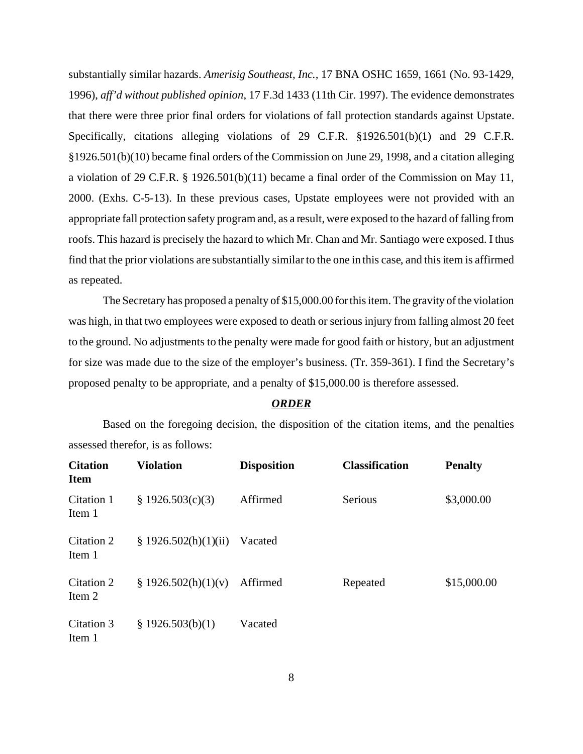substantially similar hazards. *Amerisig Southeast, Inc.*, 17 BNA OSHC 1659, 1661 (No. 93-1429, 1996), *aff'd without published opinion*, 17 F.3d 1433 (11th Cir. 1997). The evidence demonstrates that there were three prior final orders for violations of fall protection standards against Upstate. Specifically, citations alleging violations of 29 C.F.R. §1926.501(b)(1) and 29 C.F.R. §1926.501(b)(10) became final orders of the Commission on June 29, 1998, and a citation alleging a violation of 29 C.F.R. § 1926.501(b)(11) became a final order of the Commission on May 11, 2000. (Exhs. C-5-13). In these previous cases, Upstate employees were not provided with an appropriate fall protection safety program and, as a result, were exposed to the hazard of falling from roofs. This hazard is precisely the hazard to which Mr. Chan and Mr. Santiago were exposed. I thus find that the prior violations are substantially similar to the one in this case, and this item is affirmed as repeated.

The Secretary has proposed a penalty of $15,000.00 for this item. The gravity of the violation was high, in that two employees were exposed to death or serious injury from falling almost 20 feet to the ground. No adjustments to the penalty were made for good faith or history, but an adjustment for size was made due to the size of the employer's business. (Tr. 359-361). I find the Secretary's proposed penalty to be appropriate, and a penalty of $15,000.00 is therefore assessed.

## ***ORDER***

Based on the foregoing decision, the disposition of the citation items, and the penalties assessed therefor, is as follows:

| Citation Item | Violation | Disposition | Classification | Penalty |
|---|---|---|---|---|
| Citation 1 Item 1 | § 1926.503(c)(3) | Affirmed | Serious | $3,000.00 |
| Citation 2 Item 1 | § 1926.502(h)(1)(ii) | Vacated | | |
| Citation 2 Item 2 | § 1926.502(h)(1)(v) | Affirmed | Repeated | $15,000.00 |
| Citation 3 Item 1 | § 1926.503(b)(1) | Vacated | | |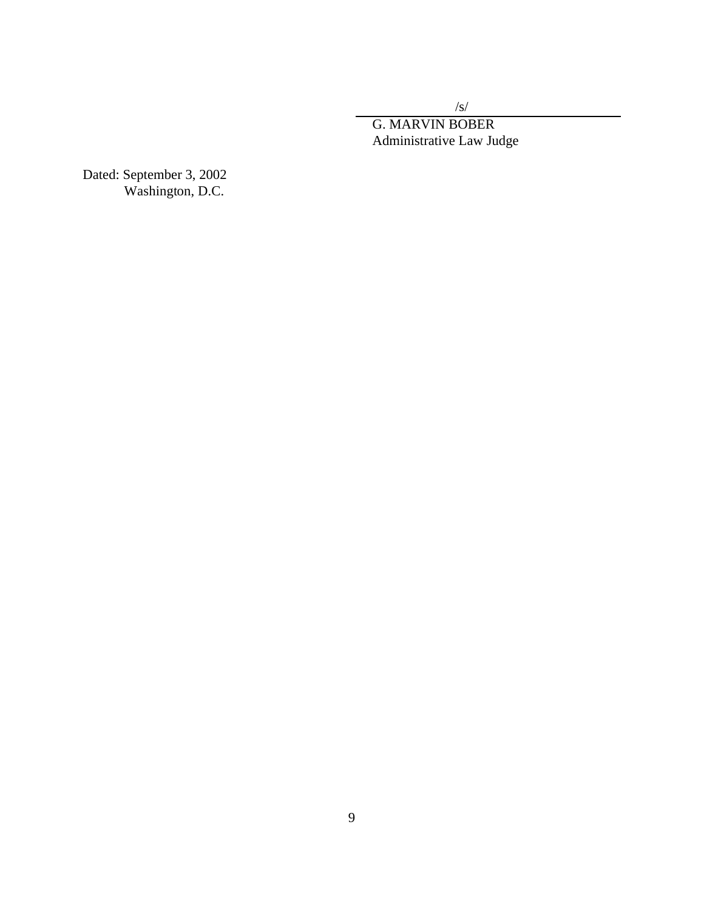/s/

G. MARVIN BOBER
Administrative Law Judge

Dated: September 3, 2002
Washington, D.C.